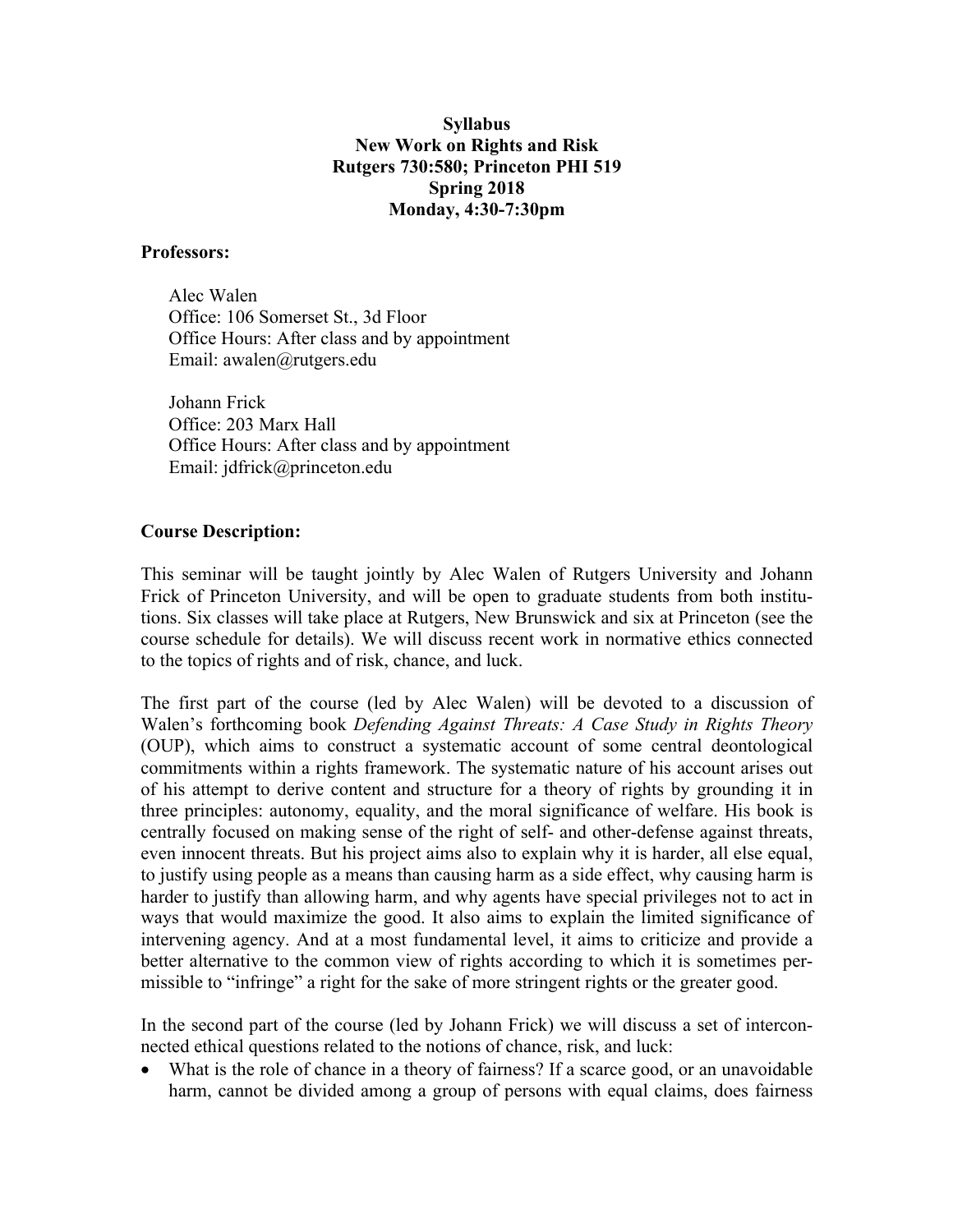**Syllabus**
**New Work on Rights and Risk**
**Rutgers 730:580; Princeton PHI 519**
**Spring 2018**
**Monday, 4:30-7:30pm**

**Professors:**

Alec Walen
Office: 106 Somerset St., 3d Floor
Office Hours: After class and by appointment
Email: awalen@rutgers.edu

Johann Frick
Office: 203 Marx Hall
Office Hours: After class and by appointment
Email: jdfrick@princeton.edu

**Course Description:**

This seminar will be taught jointly by Alec Walen of Rutgers University and Johann Frick of Princeton University, and will be open to graduate students from both institutions. Six classes will take place at Rutgers, New Brunswick and six at Princeton (see the course schedule for details). We will discuss recent work in normative ethics connected to the topics of rights and of risk, chance, and luck.

The first part of the course (led by Alec Walen) will be devoted to a discussion of Walen's forthcoming book *Defending Against Threats: A Case Study in Rights Theory* (OUP), which aims to construct a systematic account of some central deontological commitments within a rights framework. The systematic nature of his account arises out of his attempt to derive content and structure for a theory of rights by grounding it in three principles: autonomy, equality, and the moral significance of welfare. His book is centrally focused on making sense of the right of self- and other-defense against threats, even innocent threats. But his project aims also to explain why it is harder, all else equal, to justify using people as a means than causing harm as a side effect, why causing harm is harder to justify than allowing harm, and why agents have special privileges not to act in ways that would maximize the good. It also aims to explain the limited significance of intervening agency. And at a most fundamental level, it aims to criticize and provide a better alternative to the common view of rights according to which it is sometimes permissible to "infringe" a right for the sake of more stringent rights or the greater good.

In the second part of the course (led by Johann Frick) we will discuss a set of interconnected ethical questions related to the notions of chance, risk, and luck:

- What is the role of chance in a theory of fairness? If a scarce good, or an unavoidable harm, cannot be divided among a group of persons with equal claims, does fairness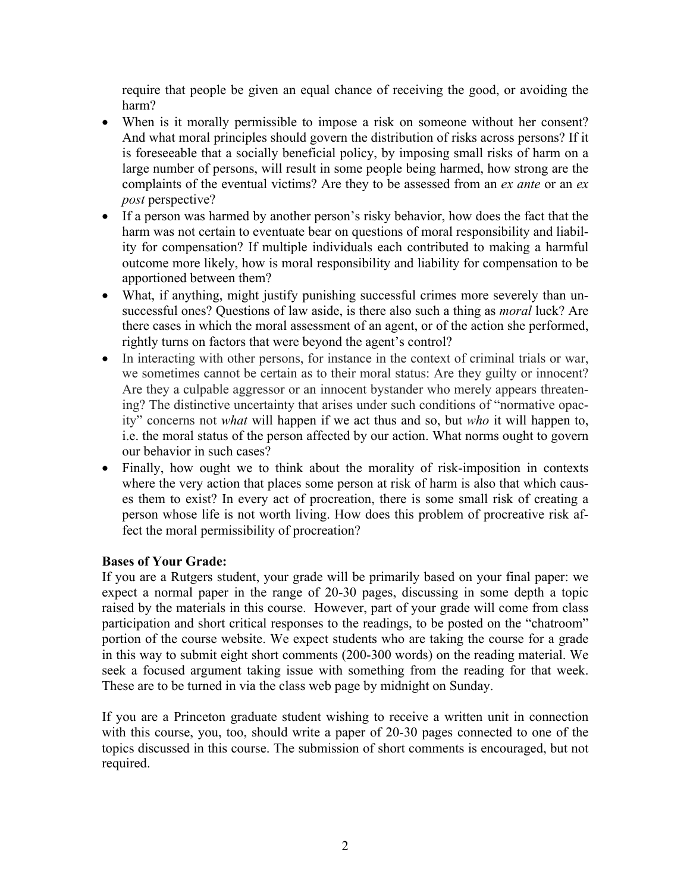require that people be given an equal chance of receiving the good, or avoiding the harm?

- When is it morally permissible to impose a risk on someone without her consent? And what moral principles should govern the distribution of risks across persons? If it is foreseeable that a socially beneficial policy, by imposing small risks of harm on a large number of persons, will result in some people being harmed, how strong are the complaints of the eventual victims? Are they to be assessed from an *ex ante* or an *ex post* perspective?
- If a person was harmed by another person's risky behavior, how does the fact that the harm was not certain to eventuate bear on questions of moral responsibility and liability for compensation? If multiple individuals each contributed to making a harmful outcome more likely, how is moral responsibility and liability for compensation to be apportioned between them?
- What, if anything, might justify punishing successful crimes more severely than unsuccessful ones? Questions of law aside, is there also such a thing as *moral* luck? Are there cases in which the moral assessment of an agent, or of the action she performed, rightly turns on factors that were beyond the agent's control?
- In interacting with other persons, for instance in the context of criminal trials or war, we sometimes cannot be certain as to their moral status: Are they guilty or innocent? Are they a culpable aggressor or an innocent bystander who merely appears threatening? The distinctive uncertainty that arises under such conditions of "normative opacity" concerns not *what* will happen if we act thus and so, but *who* it will happen to, i.e. the moral status of the person affected by our action. What norms ought to govern our behavior in such cases?
- Finally, how ought we to think about the morality of risk-imposition in contexts where the very action that places some person at risk of harm is also that which causes them to exist? In every act of procreation, there is some small risk of creating a person whose life is not worth living. How does this problem of procreative risk affect the moral permissibility of procreation?

**Bases of Your Grade:**

If you are a Rutgers student, your grade will be primarily based on your final paper: we expect a normal paper in the range of 20-30 pages, discussing in some depth a topic raised by the materials in this course. However, part of your grade will come from class participation and short critical responses to the readings, to be posted on the "chatroom" portion of the course website. We expect students who are taking the course for a grade in this way to submit eight short comments (200-300 words) on the reading material. We seek a focused argument taking issue with something from the reading for that week. These are to be turned in via the class web page by midnight on Sunday.

If you are a Princeton graduate student wishing to receive a written unit in connection with this course, you, too, should write a paper of 20-30 pages connected to one of the topics discussed in this course. The submission of short comments is encouraged, but not required.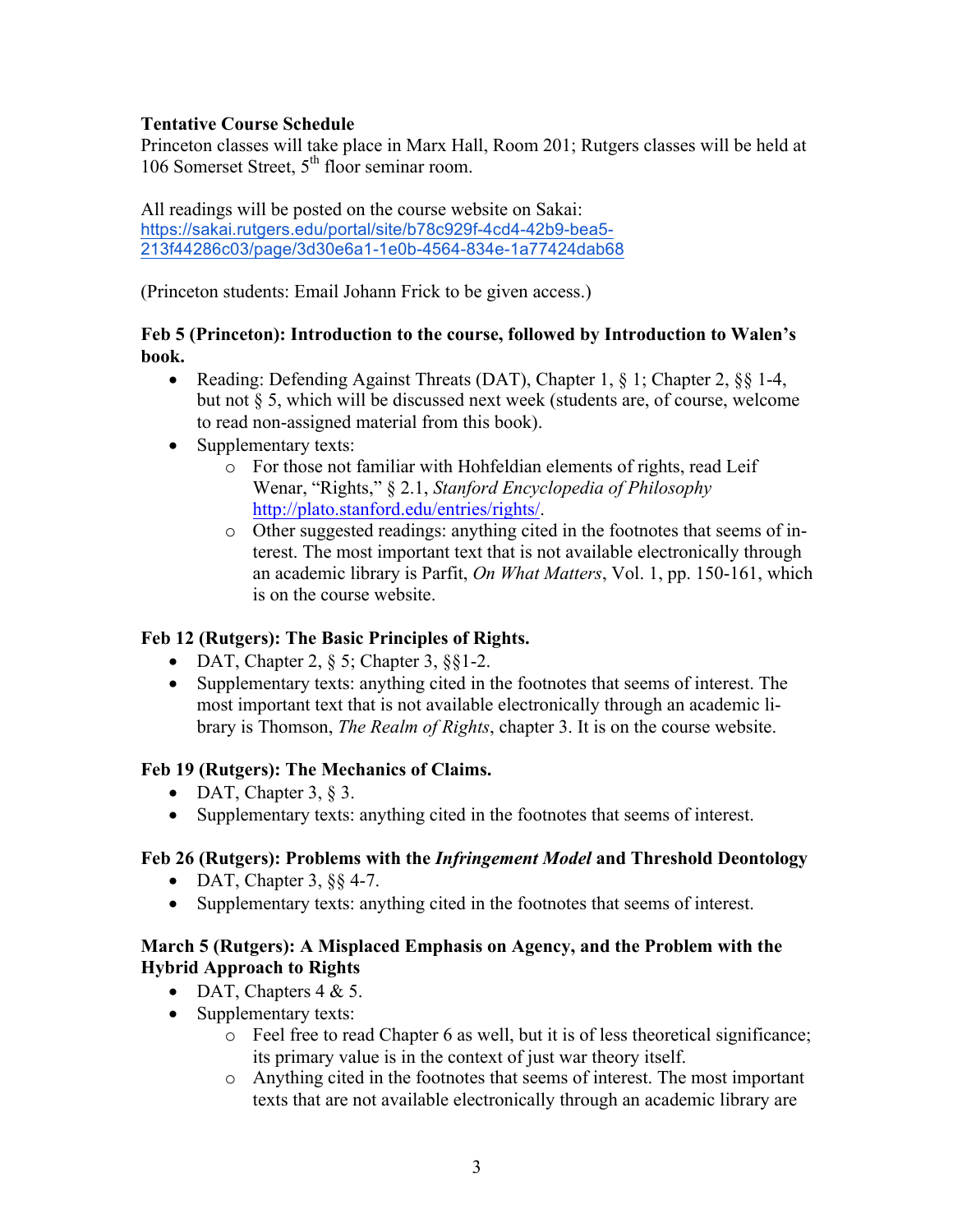**Tentative Course Schedule**

Princeton classes will take place in Marx Hall, Room 201; Rutgers classes will be held at 106 Somerset Street, 5th floor seminar room.

All readings will be posted on the course website on Sakai: https://sakai.rutgers.edu/portal/site/b78c929f-4cd4-42b9-bea5-213f44286c03/page/3d30e6a1-1e0b-4564-834e-1a77424dab68

(Princeton students: Email Johann Frick to be given access.)

**Feb 5 (Princeton): Introduction to the course, followed by Introduction to Walen's book.**

- Reading: Defending Against Threats (DAT), Chapter 1, § 1; Chapter 2, §§ 1-4, but not § 5, which will be discussed next week (students are, of course, welcome to read non-assigned material from this book).
- Supplementary texts:
    - For those not familiar with Hohfeldian elements of rights, read Leif Wenar, "Rights," § 2.1, *Stanford Encyclopedia of Philosophy* http://plato.stanford.edu/entries/rights/.
    - Other suggested readings: anything cited in the footnotes that seems of interest. The most important text that is not available electronically through an academic library is Parfit, *On What Matters*, Vol. 1, pp. 150-161, which is on the course website.

**Feb 12 (Rutgers): The Basic Principles of Rights.**

- DAT, Chapter 2, § 5; Chapter 3, §§1-2.
- Supplementary texts: anything cited in the footnotes that seems of interest. The most important text that is not available electronically through an academic library is Thomson, *The Realm of Rights*, chapter 3. It is on the course website.

**Feb 19 (Rutgers): The Mechanics of Claims.**

- DAT, Chapter 3, § 3.
- Supplementary texts: anything cited in the footnotes that seems of interest.

**Feb 26 (Rutgers): Problems with the *Infringement Model* and Threshold Deontology**

- DAT, Chapter 3, §§ 4-7.
- Supplementary texts: anything cited in the footnotes that seems of interest.

**March 5 (Rutgers): A Misplaced Emphasis on Agency, and the Problem with the Hybrid Approach to Rights**

- DAT, Chapters 4 & 5.
- Supplementary texts:
    - Feel free to read Chapter 6 as well, but it is of less theoretical significance; its primary value is in the context of just war theory itself.
    - Anything cited in the footnotes that seems of interest. The most important texts that are not available electronically through an academic library are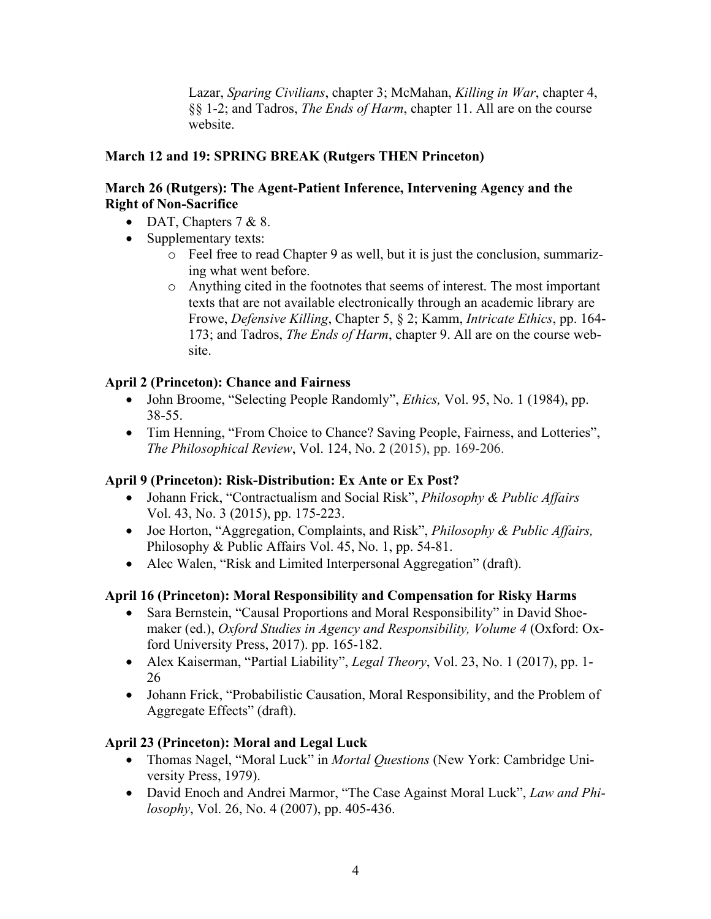Lazar, *Sparing Civilians*, chapter 3; McMahan, *Killing in War*, chapter 4, §§ 1-2; and Tadros, *The Ends of Harm*, chapter 11. All are on the course website.

**March 12 and 19: SPRING BREAK (Rutgers THEN Princeton)**

**March 26 (Rutgers): The Agent-Patient Inference, Intervening Agency and the Right of Non-Sacrifice**

- DAT, Chapters 7 & 8.
- Supplementary texts:
  - Feel free to read Chapter 9 as well, but it is just the conclusion, summarizing what went before.
  - Anything cited in the footnotes that seems of interest. The most important texts that are not available electronically through an academic library are Frowe, *Defensive Killing*, Chapter 5, § 2; Kamm, *Intricate Ethics*, pp. 164-173; and Tadros, *The Ends of Harm*, chapter 9. All are on the course website.

**April 2 (Princeton): Chance and Fairness**

- John Broome, "Selecting People Randomly", *Ethics,* Vol. 95, No. 1 (1984), pp. 38-55.
- Tim Henning, "From Choice to Chance? Saving People, Fairness, and Lotteries", *The Philosophical Review*, Vol. 124, No. 2 (2015), pp. 169-206.

**April 9 (Princeton): Risk-Distribution: Ex Ante or Ex Post?**

- Johann Frick, "Contractualism and Social Risk", *Philosophy & Public Affairs* Vol. 43, No. 3 (2015), pp. 175-223.
- Joe Horton, "Aggregation, Complaints, and Risk", *Philosophy & Public Affairs,* Philosophy & Public Affairs Vol. 45, No. 1, pp. 54-81.
- Alec Walen, "Risk and Limited Interpersonal Aggregation" (draft).

**April 16 (Princeton): Moral Responsibility and Compensation for Risky Harms**

- Sara Bernstein, "Causal Proportions and Moral Responsibility" in David Shoemaker (ed.), *Oxford Studies in Agency and Responsibility, Volume 4* (Oxford: Oxford University Press, 2017). pp. 165-182.
- Alex Kaiserman, "Partial Liability", *Legal Theory*, Vol. 23, No. 1 (2017), pp. 1-26
- Johann Frick, "Probabilistic Causation, Moral Responsibility, and the Problem of Aggregate Effects" (draft).

**April 23 (Princeton): Moral and Legal Luck**

- Thomas Nagel, "Moral Luck" in *Mortal Questions* (New York: Cambridge University Press, 1979).
- David Enoch and Andrei Marmor, "The Case Against Moral Luck", *Law and Philosophy*, Vol. 26, No. 4 (2007), pp. 405-436.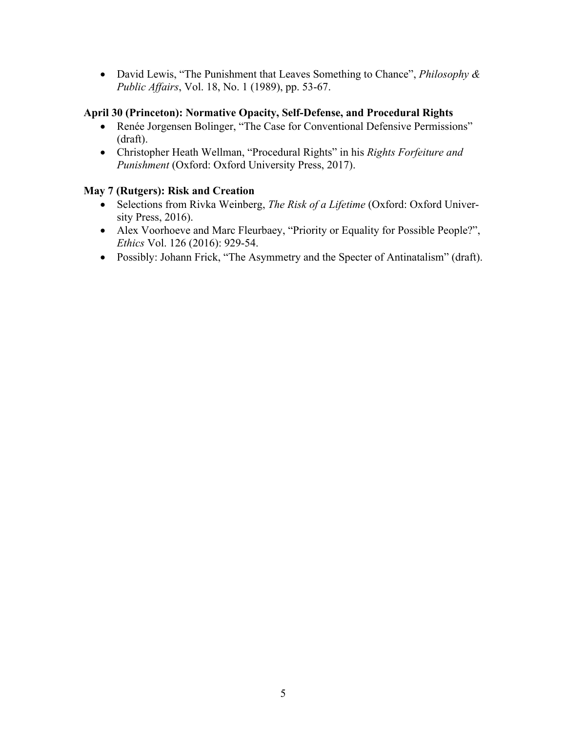- David Lewis, "The Punishment that Leaves Something to Chance", *Philosophy & Public Affairs*, Vol. 18, No. 1 (1989), pp. 53-67.

**April 30 (Princeton): Normative Opacity, Self-Defense, and Procedural Rights**

- Renée Jorgensen Bolinger, "The Case for Conventional Defensive Permissions" (draft).
- Christopher Heath Wellman, "Procedural Rights" in his *Rights Forfeiture and Punishment* (Oxford: Oxford University Press, 2017).

**May 7 (Rutgers): Risk and Creation**

- Selections from Rivka Weinberg, *The Risk of a Lifetime* (Oxford: Oxford University Press, 2016).
- Alex Voorhoeve and Marc Fleurbaey, "Priority or Equality for Possible People?", *Ethics* Vol. 126 (2016): 929-54.
- Possibly: Johann Frick, "The Asymmetry and the Specter of Antinatalism" (draft).